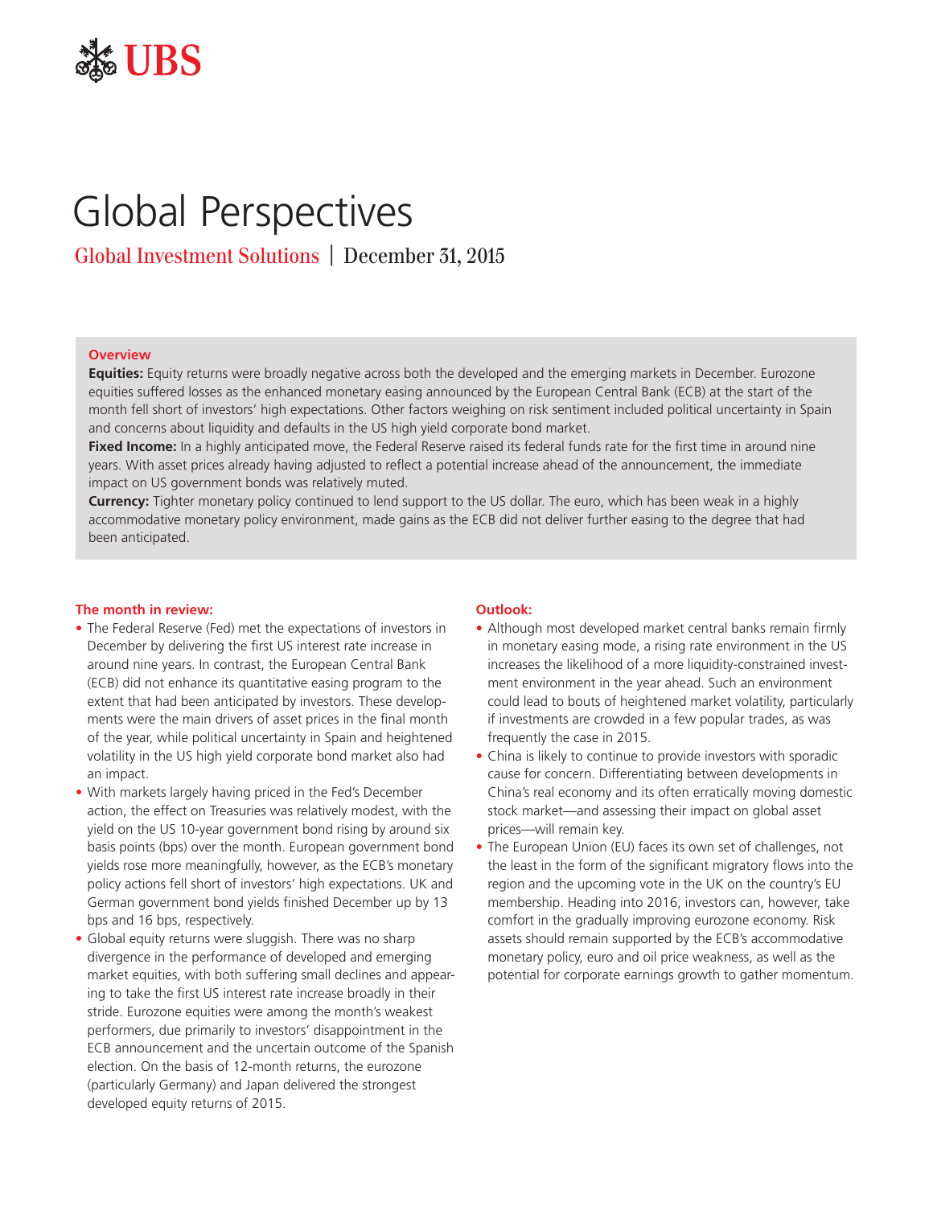UBS

# Global Perspectives

Global Investment Solutions | December 31, 2015

**Overview**

**Equities:** Equity returns were broadly negative across both the developed and the emerging markets in December. Eurozone equities suffered losses as the enhanced monetary easing announced by the European Central Bank (ECB) at the start of the month fell short of investors' high expectations. Other factors weighing on risk sentiment included political uncertainty in Spain and concerns about liquidity and defaults in the US high yield corporate bond market.

**Fixed Income:** In a highly anticipated move, the Federal Reserve raised its federal funds rate for the first time in around nine years. With asset prices already having adjusted to reflect a potential increase ahead of the announcement, the immediate impact on US government bonds was relatively muted.

**Currency:** Tighter monetary policy continued to lend support to the US dollar. The euro, which has been weak in a highly accommodative monetary policy environment, made gains as the ECB did not deliver further easing to the degree that had been anticipated.

**The month in review:**

- The Federal Reserve (Fed) met the expectations of investors in December by delivering the first US interest rate increase in around nine years. In contrast, the European Central Bank (ECB) did not enhance its quantitative easing program to the extent that had been anticipated by investors. These developments were the main drivers of asset prices in the final month of the year, while political uncertainty in Spain and heightened volatility in the US high yield corporate bond market also had an impact.
- With markets largely having priced in the Fed's December action, the effect on Treasuries was relatively modest, with the yield on the US 10-year government bond rising by around six basis points (bps) over the month. European government bond yields rose more meaningfully, however, as the ECB's monetary policy actions fell short of investors' high expectations. UK and German government bond yields finished December up by 13 bps and 16 bps, respectively.
- Global equity returns were sluggish. There was no sharp divergence in the performance of developed and emerging market equities, with both suffering small declines and appearing to take the first US interest rate increase broadly in their stride. Eurozone equities were among the month's weakest performers, due primarily to investors' disappointment in the ECB announcement and the uncertain outcome of the Spanish election. On the basis of 12-month returns, the eurozone (particularly Germany) and Japan delivered the strongest developed equity returns of 2015.

**Outlook:**

- Although most developed market central banks remain firmly in monetary easing mode, a rising rate environment in the US increases the likelihood of a more liquidity-constrained investment environment in the year ahead. Such an environment could lead to bouts of heightened market volatility, particularly if investments are crowded in a few popular trades, as was frequently the case in 2015.
- China is likely to continue to provide investors with sporadic cause for concern. Differentiating between developments in China's real economy and its often erratically moving domestic stock market—and assessing their impact on global asset prices—will remain key.
- The European Union (EU) faces its own set of challenges, not the least in the form of the significant migratory flows into the region and the upcoming vote in the UK on the country's EU membership. Heading into 2016, investors can, however, take comfort in the gradually improving eurozone economy. Risk assets should remain supported by the ECB's accommodative monetary policy, euro and oil price weakness, as well as the potential for corporate earnings growth to gather momentum.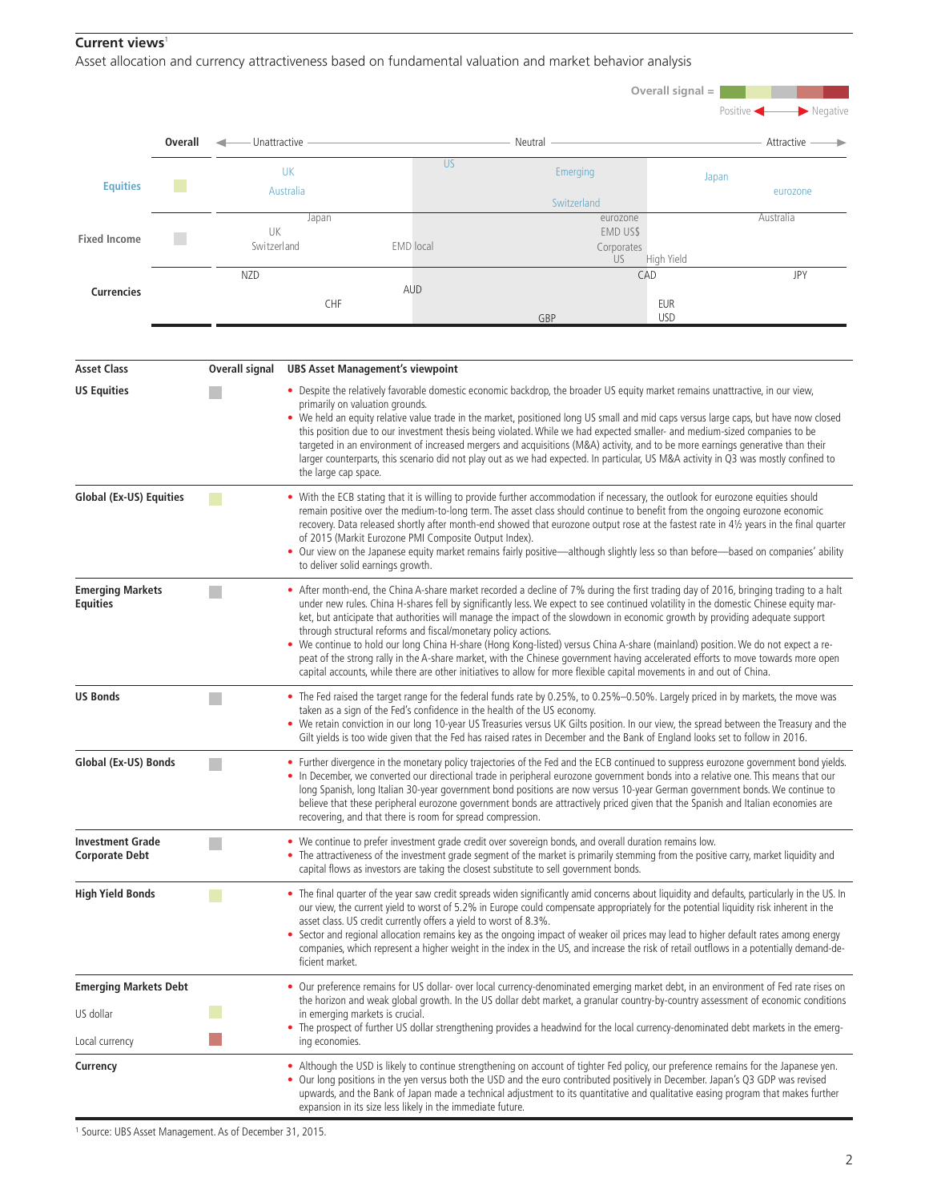## Current views[1]

Asset allocation and currency attractiveness based on fundamental valuation and market behavior analysis

Overall signal = Positive ◄——► Negative

| | Overall | Unattractive | | Neutral | | Attractive |
|---|---|---|---|---|---|---|
| **Equities** | | UK, Australia | US | Emerging, Switzerland | Japan | eurozone |
| **Fixed Income** | | UK, Switzerland, Japan | EMD local | eurozone, EMD US$, Corporates, US | High Yield | Australia |
| **Currencies** | | NZD, CHF | AUD | GBP | CAD, EUR, USD | JPY |

| Asset Class | Overall signal | UBS Asset Management's viewpoint |
|---|---|---|
| **US Equities** | | • Despite the relatively favorable domestic economic backdrop, the broader US equity market remains unattractive, in our view, primarily on valuation grounds.<br>• We held an equity relative value trade in the market, positioned long US small and mid caps versus large caps, but have now closed this position due to our investment thesis being violated. While we had expected smaller- and medium-sized companies to be targeted in an environment of increased mergers and acquisitions (M&A) activity, and to be more earnings generative than their larger counterparts, this scenario did not play out as we had expected. In particular, US M&A activity in Q3 was mostly confined to the large cap space. |
| **Global (Ex-US) Equities** | | • With the ECB stating that it is willing to provide further accommodation if necessary, the outlook for eurozone equities should remain positive over the medium-to-long term. The asset class should continue to benefit from the ongoing eurozone economic recovery. Data released shortly after month-end showed that eurozone output rose at the fastest rate in 4½ years in the final quarter of 2015 (Markit Eurozone PMI Composite Output Index).<br>• Our view on the Japanese equity market remains fairly positive—although slightly less so than before—based on companies' ability to deliver solid earnings growth. |
| **Emerging Markets Equities** | | • After month-end, the China A-share market recorded a decline of 7% during the first trading day of 2016, bringing trading to a halt under new rules. China H-shares fell by significantly less. We expect to see continued volatility in the domestic Chinese equity market, but anticipate that authorities will manage the impact of the slowdown in economic growth by providing adequate support through structural reforms and fiscal/monetary policy actions.<br>• We continue to hold our long China H-share (Hong Kong-listed) versus China A-share (mainland) position. We do not expect a repeat of the strong rally in the A-share market, with the Chinese government having accelerated efforts to move towards more open capital accounts, while there are other initiatives to allow for more flexible capital movements in and out of China. |
| **US Bonds** | | • The Fed raised the target range for the federal funds rate by 0.25%, to 0.25%–0.50%. Largely priced in by markets, the move was taken as a sign of the Fed's confidence in the health of the US economy.<br>• We retain conviction in our long 10-year US Treasuries versus UK Gilts position. In our view, the spread between the Treasury and the Gilt yields is too wide given that the Fed has raised rates in December and the Bank of England looks set to follow in 2016. |
| **Global (Ex-US) Bonds** | | • Further divergence in the monetary policy trajectories of the Fed and the ECB continued to suppress eurozone government bond yields.<br>• In December, we converted our directional trade in peripheral eurozone government bonds into a relative one. This means that our long Spanish, long Italian 30-year government bond positions are now versus 10-year German government bonds. We continue to believe that these peripheral eurozone government bonds are attractively priced given that the Spanish and Italian economies are recovering, and that there is room for spread compression. |
| **Investment Grade Corporate Debt** | | • We continue to prefer investment grade credit over sovereign bonds, and overall duration remains low.<br>• The attractiveness of the investment grade segment of the market is primarily stemming from the positive carry, market liquidity and capital flows as investors are taking the closest substitute to sell government bonds. |
| **High Yield Bonds** | | • The final quarter of the year saw credit spreads widen significantly amid concerns about liquidity and defaults, particularly in the US. In our view, the current yield to worst of 5.2% in Europe could compensate appropriately for the potential liquidity risk inherent in the asset class. US credit currently offers a yield to worst of 8.3%.<br>• Sector and regional allocation remains key as the ongoing impact of weaker oil prices may lead to higher default rates among energy companies, which represent a higher weight in the index in the US, and increase the risk of retail outflows in a potentially demand-deficient market. |
| **Emerging Markets Debt**<br>US dollar<br>Local currency | | • Our preference remains for US dollar- over local currency-denominated emerging market debt, in an environment of Fed rate rises on the horizon and weak global growth. In the US dollar debt market, a granular country-by-country assessment of economic conditions in emerging markets is crucial.<br>• The prospect of further US dollar strengthening provides a headwind for the local currency-denominated debt markets in the emerging economies. |
| **Currency** | | • Although the USD is likely to continue strengthening on account of tighter Fed policy, our preference remains for the Japanese yen.<br>• Our long positions in the yen versus both the USD and the euro contributed positively in December. Japan's Q3 GDP was revised upwards, and the Bank of Japan made a technical adjustment to its quantitative and qualitative easing program that makes further expansion in its size less likely in the immediate future. |

[1] Source: UBS Asset Management. As of December 31, 2015.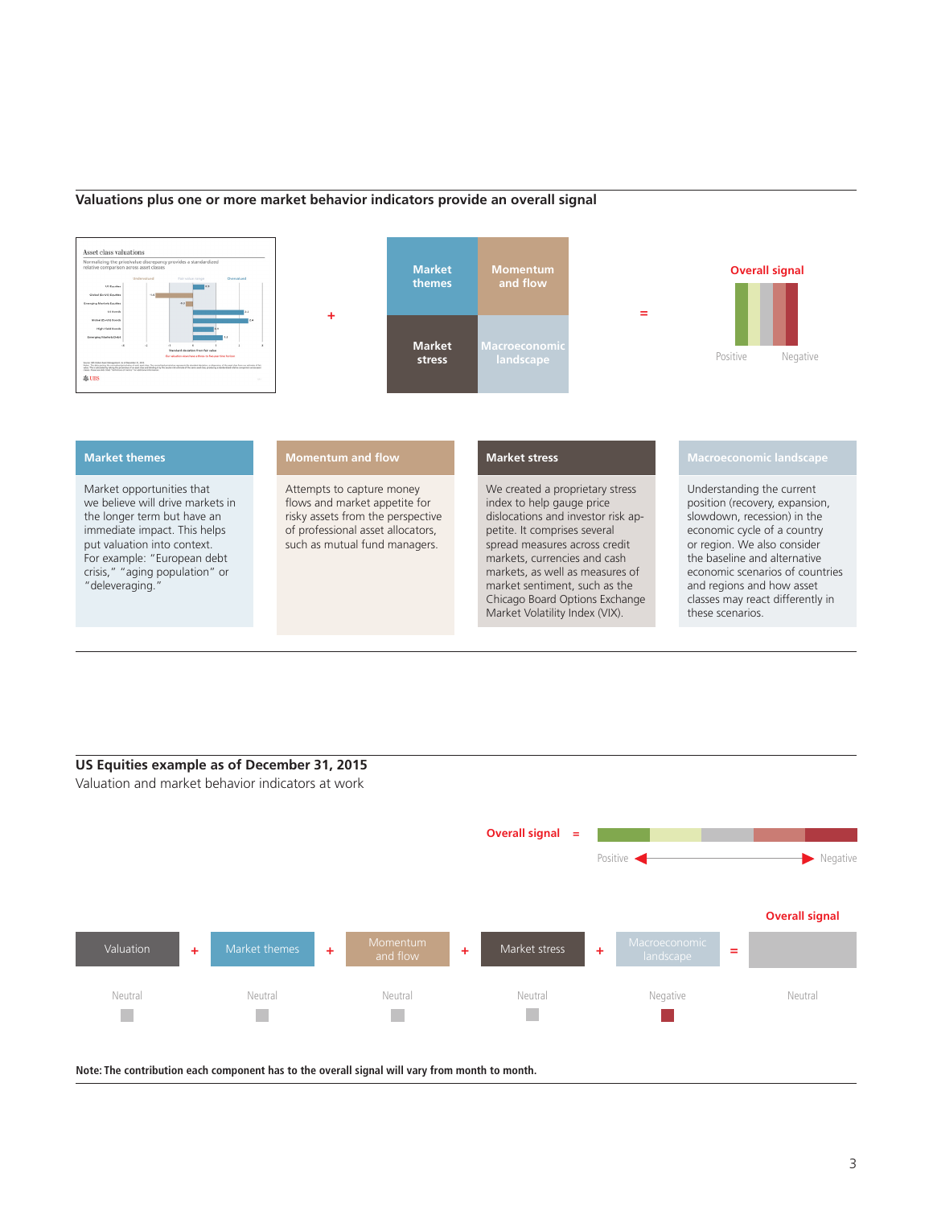## Valuations plus one or more market behavior indicators provide an overall signal

+

| Market themes | Momentum and flow |
|---|---|
| Market stress | Macroeconomic landscape |

=

**Overall signal**

Positive — Negative

### Market themes

Market opportunities that we believe will drive markets in the longer term but have an immediate impact. This helps put valuation into context. For example: "European debt crisis," "aging population" or "deleveraging."

### Momentum and flow

Attempts to capture money flows and market appetite for risky assets from the perspective of professional asset allocators, such as mutual fund managers.

### Market stress

We created a proprietary stress index to help gauge price dislocations and investor risk appetite. It comprises several spread measures across credit markets, currencies and cash markets, as well as measures of market sentiment, such as the Chicago Board Options Exchange Market Volatility Index (VIX).

### Macroeconomic landscape

Understanding the current position (recovery, expansion, slowdown, recession) in the economic cycle of a country or region. We also consider the baseline and alternative economic scenarios of countries and regions and how asset classes may react differently in these scenarios.

## US Equities example as of December 31, 2015

Valuation and market behavior indicators at work

**Overall signal** =

Positive ◄——► Negative

| Valuation | + | Market themes | + | Momentum and flow | + | Market stress | + | Macroeconomic landscape | = | **Overall signal** |
|---|---|---|---|---|---|---|---|---|---|---|
| Neutral | | Neutral | | Neutral | | Neutral | | Negative | | Neutral |

**Note: The contribution each component has to the overall signal will vary from month to month.**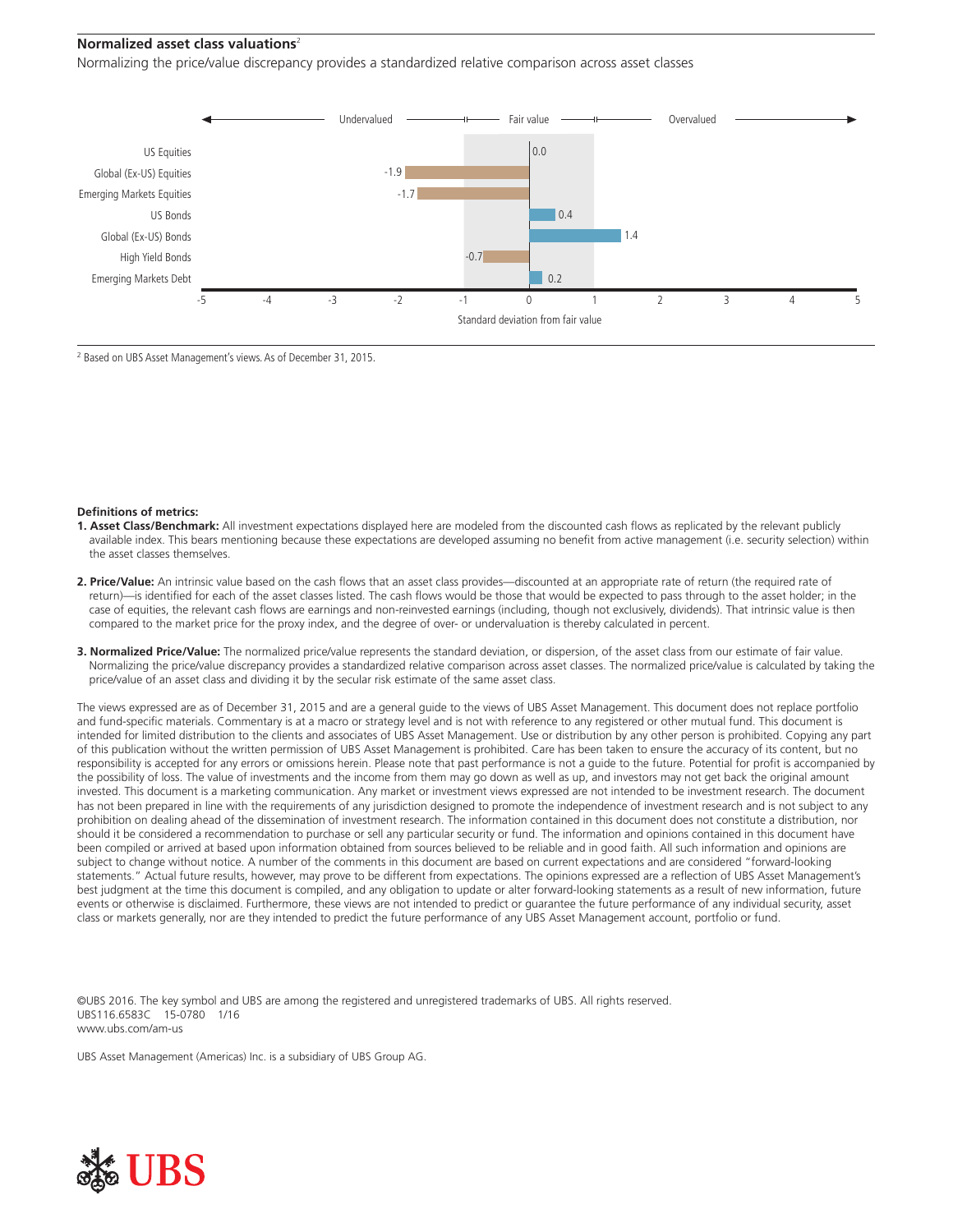**Normalized asset class valuations**[2]

Normalizing the price/value discrepancy provides a standardized relative comparison across asset classes

Undervalued
Fair value
Overvalued

US Equities 0.0
Global (Ex-US) Equities -1.9
Emerging Markets Equities -1.7
US Bonds 0.4
Global (Ex-US) Bonds 1.4
High Yield Bonds -0.7
Emerging Markets Debt 0.2

-5 -4 -3 -2 -1 0 1 2 3 4 5

Standard deviation from fair value

[2] Based on UBS Asset Management's views. As of December 31, 2015.

**Definitions of metrics:**

1. **Asset Class/Benchmark:** All investment expectations displayed here are modeled from the discounted cash flows as replicated by the relevant publicly available index. This bears mentioning because these expectations are developed assuming no benefit from active management (i.e. security selection) within the asset classes themselves.

2. **Price/Value:** An intrinsic value based on the cash flows that an asset class provides—discounted at an appropriate rate of return (the required rate of return)—is identified for each of the asset classes listed. The cash flows would be those that would be expected to pass through to the asset holder; in the case of equities, the relevant cash flows are earnings and non-reinvested earnings (including, though not exclusively, dividends). That intrinsic value is then compared to the market price for the proxy index, and the degree of over- or undervaluation is thereby calculated in percent.

3. **Normalized Price/Value:** The normalized price/value represents the standard deviation, or dispersion, of the asset class from our estimate of fair value. Normalizing the price/value discrepancy provides a standardized relative comparison across asset classes. The normalized price/value is calculated by taking the price/value of an asset class and dividing it by the secular risk estimate of the same asset class.

The views expressed are as of December 31, 2015 and are a general guide to the views of UBS Asset Management. This document does not replace portfolio and fund-specific materials. Commentary is at a macro or strategy level and is not with reference to any registered or other mutual fund. This document is intended for limited distribution to the clients and associates of UBS Asset Management. Use or distribution by any other person is prohibited. Copying any part of this publication without the written permission of UBS Asset Management is prohibited. Care has been taken to ensure the accuracy of its content, but no responsibility is accepted for any errors or omissions herein. Please note that past performance is not a guide to the future. Potential for profit is accompanied by the possibility of loss. The value of investments and the income from them may go down as well as up, and investors may not get back the original amount invested. This document is a marketing communication. Any market or investment views expressed are not intended to be investment research. The document has not been prepared in line with the requirements of any jurisdiction designed to promote the independence of investment research and is not subject to any prohibition on dealing ahead of the dissemination of investment research. The information contained in this document does not constitute a distribution, nor should it be considered a recommendation to purchase or sell any particular security or fund. The information and opinions contained in this document have been compiled or arrived at based upon information obtained from sources believed to be reliable and in good faith. All such information and opinions are subject to change without notice. A number of the comments in this document are based on current expectations and are considered "forward-looking statements." Actual future results, however, may prove to be different from expectations. The opinions expressed are a reflection of UBS Asset Management's best judgment at the time this document is compiled, and any obligation to update or alter forward-looking statements as a result of new information, future events or otherwise is disclaimed. Furthermore, these views are not intended to predict or guarantee the future performance of any individual security, asset class or markets generally, nor are they intended to predict the future performance of any UBS Asset Management account, portfolio or fund.

©UBS 2016. The key symbol and UBS are among the registered and unregistered trademarks of UBS. All rights reserved.
UBS116.6583C 15-0780 1/16
www.ubs.com/am-us

UBS Asset Management (Americas) Inc. is a subsidiary of UBS Group AG.

UBS